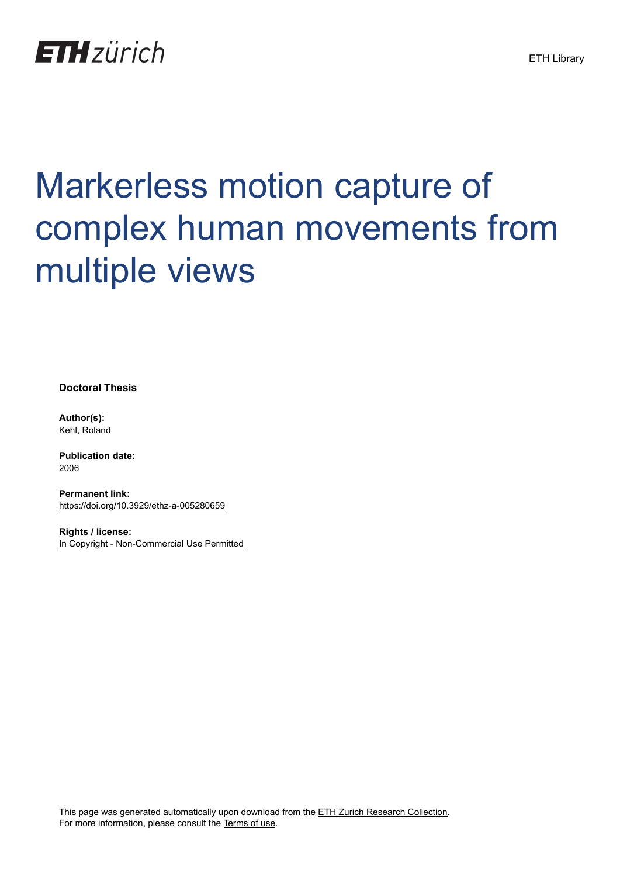ETH zürich

ETH Library

# Markerless motion capture of complex human movements from multiple views

**Doctoral Thesis**

**Author(s):**
Kehl, Roland

**Publication date:**
2006

**Permanent link:**
https://doi.org/10.3929/ethz-a-005280659

**Rights / license:**
In Copyright - Non-Commercial Use Permitted

This page was generated automatically upon download from the ETH Zurich Research Collection.
For more information, please consult the Terms of use.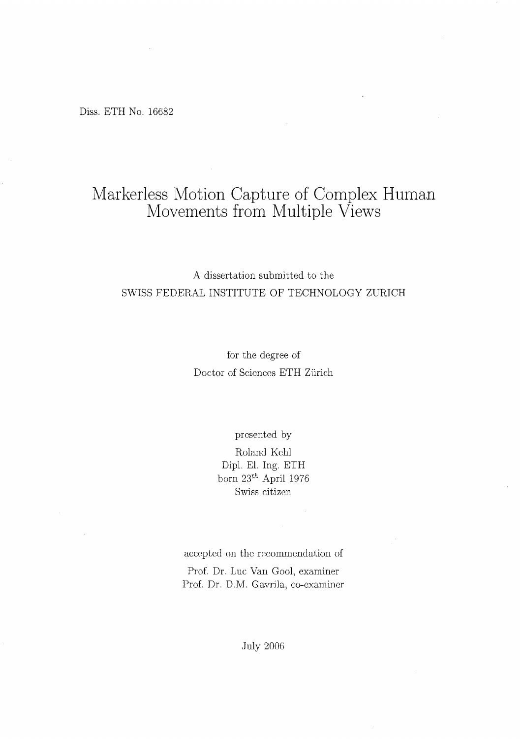Diss. ETH No. 16682

# Markerless Motion Capture of Complex Human Movements from Multiple Views

A dissertation submitted to the
SWISS FEDERAL INSTITUTE OF TECHNOLOGY ZURICH

for the degree of
Doctor of Sciences ETH Zürich

presented by
Roland Kehl
Dipl. El. Ing. ETH
born $23^{th}$ April 1976
Swiss citizen

accepted on the recommendation of
Prof. Dr. Luc Van Gool, examiner
Prof. Dr. D.M. Gavrila, co-examiner

July 2006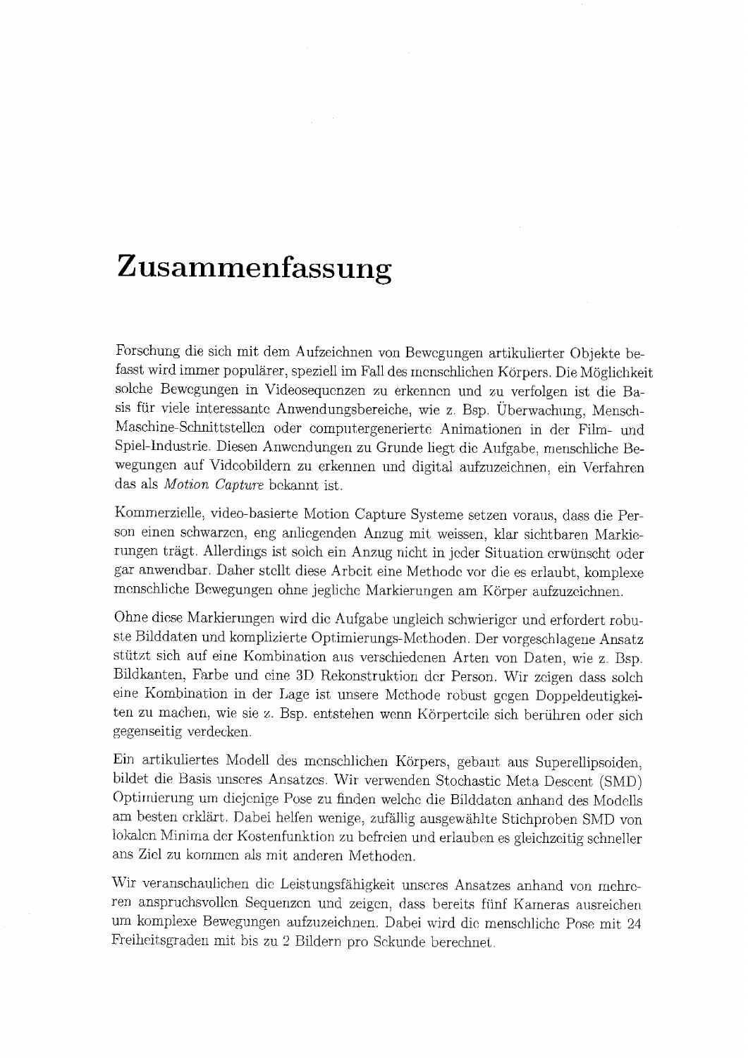# Zusammenfassung

Forschung die sich mit dem Aufzeichnen von Bewegungen artikulierter Objekte befasst wird immer populärer, speziell im Fall des menschlichen Körpers. Die Möglichkeit solche Bewegungen in Videosequenzen zu erkennen und zu verfolgen ist die Basis für viele interessante Anwendungsbereiche, wie z. Bsp. Überwachung, Mensch-Maschine-Schnittstellen oder computergenerierte Animationen in der Film- und Spiel-Industrie. Diesen Anwendungen zu Grunde liegt die Aufgabe, menschliche Bewegungen auf Videobildern zu erkennen und digital aufzuzeichnen, ein Verfahren das als *Motion Capture* bekannt ist.

Kommerzielle, video-basierte Motion Capture Systeme setzen voraus, dass die Person einen schwarzen, eng anliegenden Anzug mit weissen, klar sichtbaren Markierungen trägt. Allerdings ist solch ein Anzug nicht in jeder Situation erwünscht oder gar anwendbar. Daher stellt diese Arbeit eine Methode vor die es erlaubt, komplexe menschliche Bewegungen ohne jegliche Markierungen am Körper aufzuzeichnen.

Ohne diese Markierungen wird die Aufgabe ungleich schwieriger und erfordert robuste Bilddaten und komplizierte Optimierungs-Methoden. Der vorgeschlagene Ansatz stützt sich auf eine Kombination aus verschiedenen Arten von Daten, wie z. Bsp. Bildkanten, Farbe und eine 3D Rekonstruktion der Person. Wir zeigen dass solch eine Kombination in der Lage ist unsere Methode robust gegen Doppeldeutigkeiten zu machen, wie sie z. Bsp. entstehen wenn Körperteile sich berühren oder sich gegenseitig verdecken.

Ein artikuliertes Modell des menschlichen Körpers, gebaut aus Superellipsoiden, bildet die Basis unseres Ansatzes. Wir verwenden Stochastic Meta Descent (SMD) Optimierung um diejenige Pose zu finden welche die Bilddaten anhand des Modells am besten erklärt. Dabei helfen wenige, zufällig ausgewählte Stichproben SMD von lokalen Minima der Kostenfunktion zu befreien und erlauben es gleichzeitig schneller ans Ziel zu kommen als mit anderen Methoden.

Wir veranschaulichen die Leistungsfähigkeit unseres Ansatzes anhand von mehreren anspruchsvollen Sequenzen und zeigen, dass bereits fünf Kameras ausreichen um komplexe Bewegungen aufzuzeichnen. Dabei wird die menschliche Pose mit 24 Freiheitsgraden mit bis zu 2 Bildern pro Sekunde berechnet.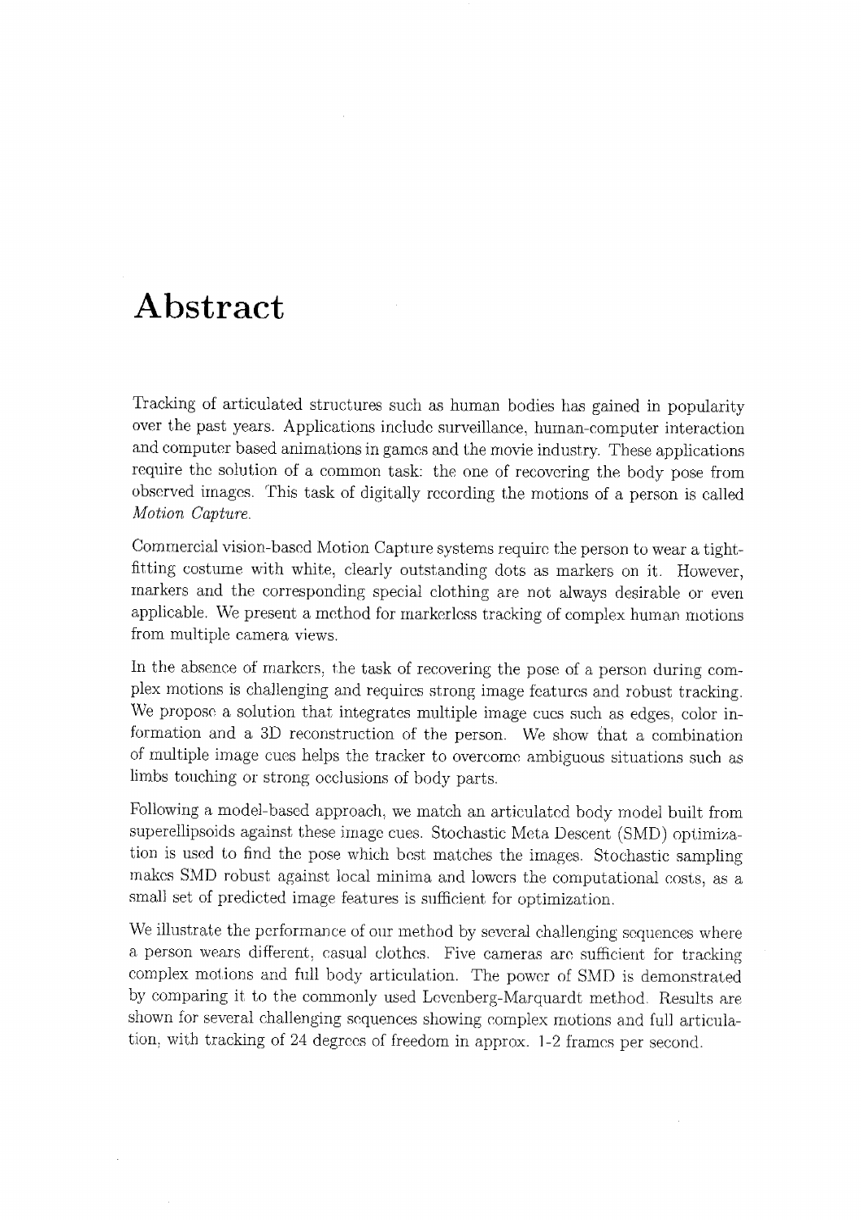# Abstract

Tracking of articulated structures such as human bodies has gained in popularity over the past years. Applications include surveillance, human-computer interaction and computer based animations in games and the movie industry. These applications require the solution of a common task: the one of recovering the body pose from observed images. This task of digitally recording the motions of a person is called *Motion Capture*.

Commercial vision-based Motion Capture systems require the person to wear a tight-fitting costume with white, clearly outstanding dots as markers on it. However, markers and the corresponding special clothing are not always desirable or even applicable. We present a method for markerless tracking of complex human motions from multiple camera views.

In the absence of markers, the task of recovering the pose of a person during complex motions is challenging and requires strong image features and robust tracking. We propose a solution that integrates multiple image cues such as edges, color information and a 3D reconstruction of the person. We show that a combination of multiple image cues helps the tracker to overcome ambiguous situations such as limbs touching or strong occlusions of body parts.

Following a model-based approach, we match an articulated body model built from superellipsoids against these image cues. Stochastic Meta Descent (SMD) optimization is used to find the pose which best matches the images. Stochastic sampling makes SMD robust against local minima and lowers the computational costs, as a small set of predicted image features is sufficient for optimization.

We illustrate the performance of our method by several challenging sequences where a person wears different, casual clothes. Five cameras are sufficient for tracking complex motions and full body articulation. The power of SMD is demonstrated by comparing it to the commonly used Levenberg-Marquardt method. Results are shown for several challenging sequences showing complex motions and full articulation, with tracking of 24 degrees of freedom in approx. 1-2 frames per second.